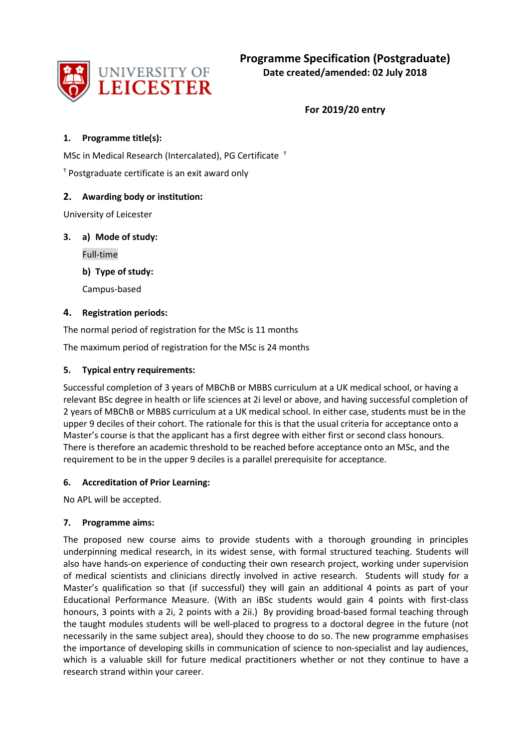# Programme Specification (Postgraduate)

**Date created/amended: 02 July 2018**

**For 2019/20 entry**

## 1. Programme title(s):

MSc in Medical Research (Intercalated), PG Certificate †

† Postgraduate certificate is an exit award only

## 2. Awarding body or institution:

University of Leicester

## 3. a) Mode of study:

Full-time

### b) Type of study:

Campus-based

## 4. Registration periods:

The normal period of registration for the MSc is 11 months

The maximum period of registration for the MSc is 24 months

## 5. Typical entry requirements:

Successful completion of 3 years of MBChB or MBBS curriculum at a UK medical school, or having a relevant BSc degree in health or life sciences at 2i level or above, and having successful completion of 2 years of MBChB or MBBS curriculum at a UK medical school. In either case, students must be in the upper 9 deciles of their cohort. The rationale for this is that the usual criteria for acceptance onto a Master's course is that the applicant has a first degree with either first or second class honours. There is therefore an academic threshold to be reached before acceptance onto an MSc, and the requirement to be in the upper 9 deciles is a parallel prerequisite for acceptance.

## 6. Accreditation of Prior Learning:

No APL will be accepted.

## 7. Programme aims:

The proposed new course aims to provide students with a thorough grounding in principles underpinning medical research, in its widest sense, with formal structured teaching. Students will also have hands-on experience of conducting their own research project, working under supervision of medical scientists and clinicians directly involved in active research. Students will study for a Master's qualification so that (if successful) they will gain an additional 4 points as part of your Educational Performance Measure. (With an iBSc students would gain 4 points with first-class honours, 3 points with a 2i, 2 points with a 2ii.) By providing broad-based formal teaching through the taught modules students will be well-placed to progress to a doctoral degree in the future (not necessarily in the same subject area), should they choose to do so. The new programme emphasises the importance of developing skills in communication of science to non-specialist and lay audiences, which is a valuable skill for future medical practitioners whether or not they continue to have a research strand within your career.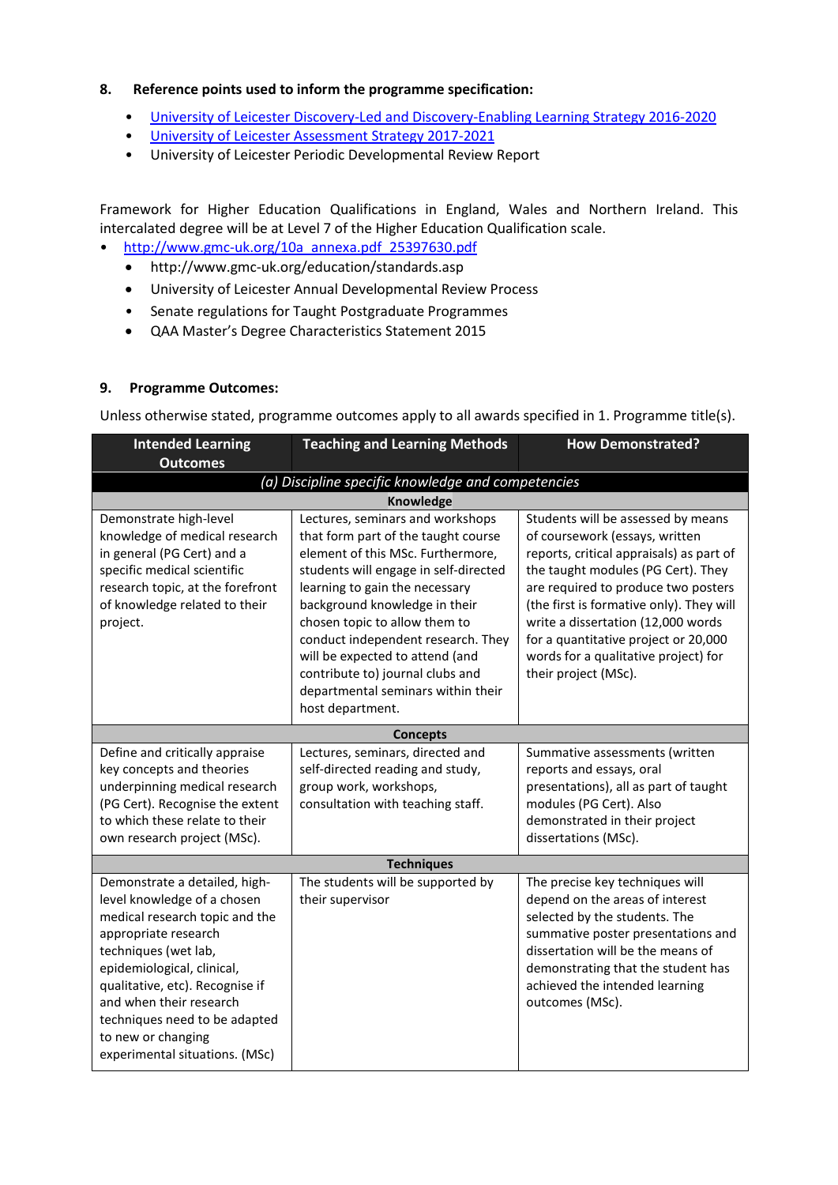**8. Reference points used to inform the programme specification:**

- [University of Leicester Discovery-Led and Discovery-Enabling Learning Strategy 2016-2020]
- [University of Leicester Assessment Strategy 2017-2021]
- University of Leicester Periodic Developmental Review Report

Framework for Higher Education Qualifications in England, Wales and Northern Ireland. This intercalated degree will be at Level 7 of the Higher Education Qualification scale.

- http://www.gmc-uk.org/10a_annexa.pdf_25397630.pdf
  - http://www.gmc-uk.org/education/standards.asp
  - University of Leicester Annual Developmental Review Process
  - Senate regulations for Taught Postgraduate Programmes
  - QAA Master's Degree Characteristics Statement 2015

**9. Programme Outcomes:**

Unless otherwise stated, programme outcomes apply to all awards specified in 1. Programme title(s).

| Intended Learning Outcomes | Teaching and Learning Methods | How Demonstrated? |
|---|---|---|
| *(a) Discipline specific knowledge and competencies* | | |
| **Knowledge** | | |
| Demonstrate high-level knowledge of medical research in general (PG Cert) and a specific medical scientific research topic, at the forefront of knowledge related to their project. | Lectures, seminars and workshops that form part of the taught course element of this MSc. Furthermore, students will engage in self-directed learning to gain the necessary background knowledge in their chosen topic to allow them to conduct independent research. They will be expected to attend (and contribute to) journal clubs and departmental seminars within their host department. | Students will be assessed by means of coursework (essays, written reports, critical appraisals) as part of the taught modules (PG Cert). They are required to produce two posters (the first is formative only). They will write a dissertation (12,000 words for a quantitative project or 20,000 words for a qualitative project) for their project (MSc). |
| **Concepts** | | |
| Define and critically appraise key concepts and theories underpinning medical research (PG Cert). Recognise the extent to which these relate to their own research project (MSc). | Lectures, seminars, directed and self-directed reading and study, group work, workshops, consultation with teaching staff. | Summative assessments (written reports and essays, oral presentations), all as part of taught modules (PG Cert). Also demonstrated in their project dissertations (MSc). |
| **Techniques** | | |
| Demonstrate a detailed, high-level knowledge of a chosen medical research topic and the appropriate research techniques (wet lab, epidemiological, clinical, qualitative, etc). Recognise if and when their research techniques need to be adapted to new or changing experimental situations. (MSc) | The students will be supported by their supervisor | The precise key techniques will depend on the areas of interest selected by the students. The summative poster presentations and dissertation will be the means of demonstrating that the student has achieved the intended learning outcomes (MSc). |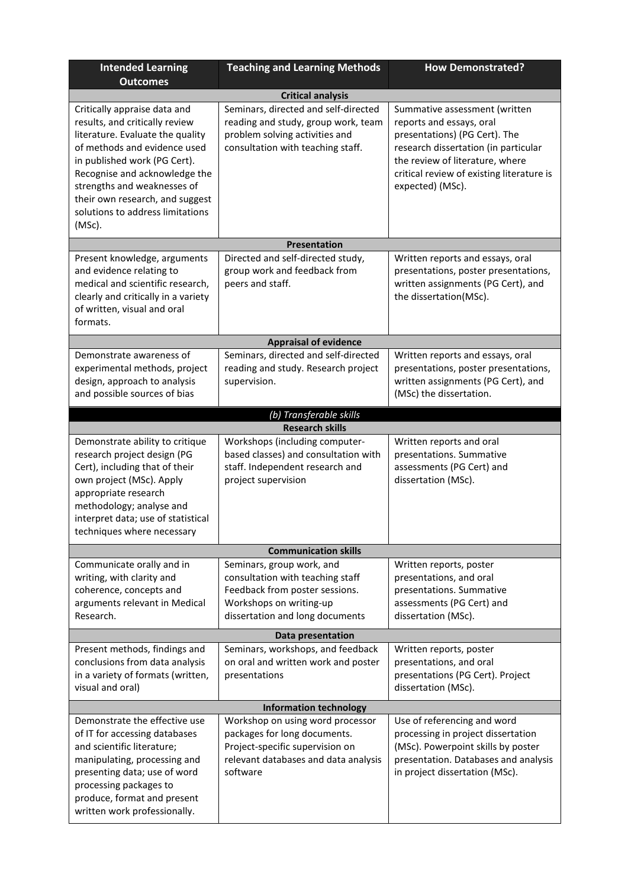| Intended Learning Outcomes | Teaching and Learning Methods | How Demonstrated? |
|---|---|---|
| **Critical analysis** | | |
| Critically appraise data and results, and critically review literature. Evaluate the quality of methods and evidence used in published work (PG Cert). Recognise and acknowledge the strengths and weaknesses of their own research, and suggest solutions to address limitations (MSc). | Seminars, directed and self-directed reading and study, group work, team problem solving activities and consultation with teaching staff. | Summative assessment (written reports and essays, oral presentations) (PG Cert). The research dissertation (in particular the review of literature, where critical review of existing literature is expected) (MSc). |
| **Presentation** | | |
| Present knowledge, arguments and evidence relating to medical and scientific research, clearly and critically in a variety of written, visual and oral formats. | Directed and self-directed study, group work and feedback from peers and staff. | Written reports and essays, oral presentations, poster presentations, written assignments (PG Cert), and the dissertation(MSc). |
| **Appraisal of evidence** | | |
| Demonstrate awareness of experimental methods, project design, approach to analysis and possible sources of bias | Seminars, directed and self-directed reading and study. Research project supervision. | Written reports and essays, oral presentations, poster presentations, written assignments (PG Cert), and (MSc) the dissertation. |
| ***(b) Transferable skills*** | | |
| **Research skills** | | |
| Demonstrate ability to critique research project design (PG Cert), including that of their own project (MSc). Apply appropriate research methodology; analyse and interpret data; use of statistical techniques where necessary | Workshops (including computer-based classes) and consultation with staff. Independent research and project supervision | Written reports and oral presentations. Summative assessments (PG Cert) and dissertation (MSc). |
| **Communication skills** | | |
| Communicate orally and in writing, with clarity and coherence, concepts and arguments relevant in Medical Research. | Seminars, group work, and consultation with teaching staff Feedback from poster sessions. Workshops on writing-up dissertation and long documents | Written reports, poster presentations, and oral presentations. Summative assessments (PG Cert) and dissertation (MSc). |
| **Data presentation** | | |
| Present methods, findings and conclusions from data analysis in a variety of formats (written, visual and oral) | Seminars, workshops, and feedback on oral and written work and poster presentations | Written reports, poster presentations, and oral presentations (PG Cert). Project dissertation (MSc). |
| **Information technology** | | |
| Demonstrate the effective use of IT for accessing databases and scientific literature; manipulating, processing and presenting data; use of word processing packages to produce, format and present written work professionally. | Workshop on using word processor packages for long documents. Project-specific supervision on relevant databases and data analysis software | Use of referencing and word processing in project dissertation (MSc). Powerpoint skills by poster presentation. Databases and analysis in project dissertation (MSc). |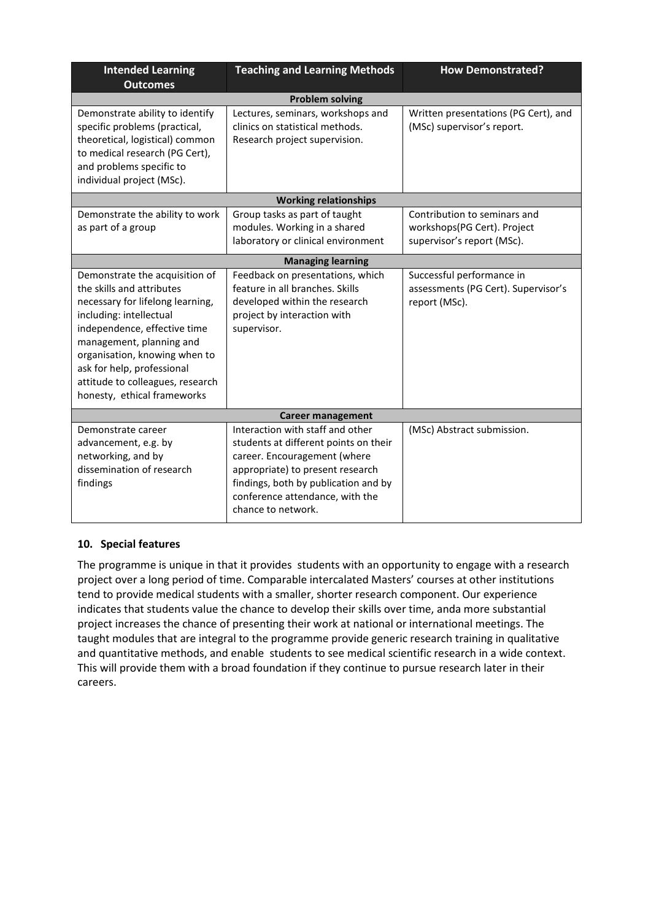| Intended Learning Outcomes | Teaching and Learning Methods | How Demonstrated? |
|---|---|---|
| **Problem solving** | | |
| Demonstrate ability to identify specific problems (practical, theoretical, logistical) common to medical research (PG Cert), and problems specific to individual project (MSc). | Lectures, seminars, workshops and clinics on statistical methods. Research project supervision. | Written presentations (PG Cert), and (MSc) supervisor's report. |
| **Working relationships** | | |
| Demonstrate the ability to work as part of a group | Group tasks as part of taught modules. Working in a shared laboratory or clinical environment | Contribution to seminars and workshops(PG Cert). Project supervisor's report (MSc). |
| **Managing learning** | | |
| Demonstrate the acquisition of the skills and attributes necessary for lifelong learning, including: intellectual independence, effective time management, planning and organisation, knowing when to ask for help, professional attitude to colleagues, research honesty, ethical frameworks | Feedback on presentations, which feature in all branches. Skills developed within the research project by interaction with supervisor. | Successful performance in assessments (PG Cert). Supervisor's report (MSc). |
| **Career management** | | |
| Demonstrate career advancement, e.g. by networking, and by dissemination of research findings | Interaction with staff and other students at different points on their career. Encouragement (where appropriate) to present research findings, both by publication and by conference attendance, with the chance to network. | (MSc) Abstract submission. |

## 10. Special features

The programme is unique in that it provides students with an opportunity to engage with a research project over a long period of time. Comparable intercalated Masters' courses at other institutions tend to provide medical students with a smaller, shorter research component. Our experience indicates that students value the chance to develop their skills over time, anda more substantial project increases the chance of presenting their work at national or international meetings. The taught modules that are integral to the programme provide generic research training in qualitative and quantitative methods, and enable students to see medical scientific research in a wide context. This will provide them with a broad foundation if they continue to pursue research later in their careers.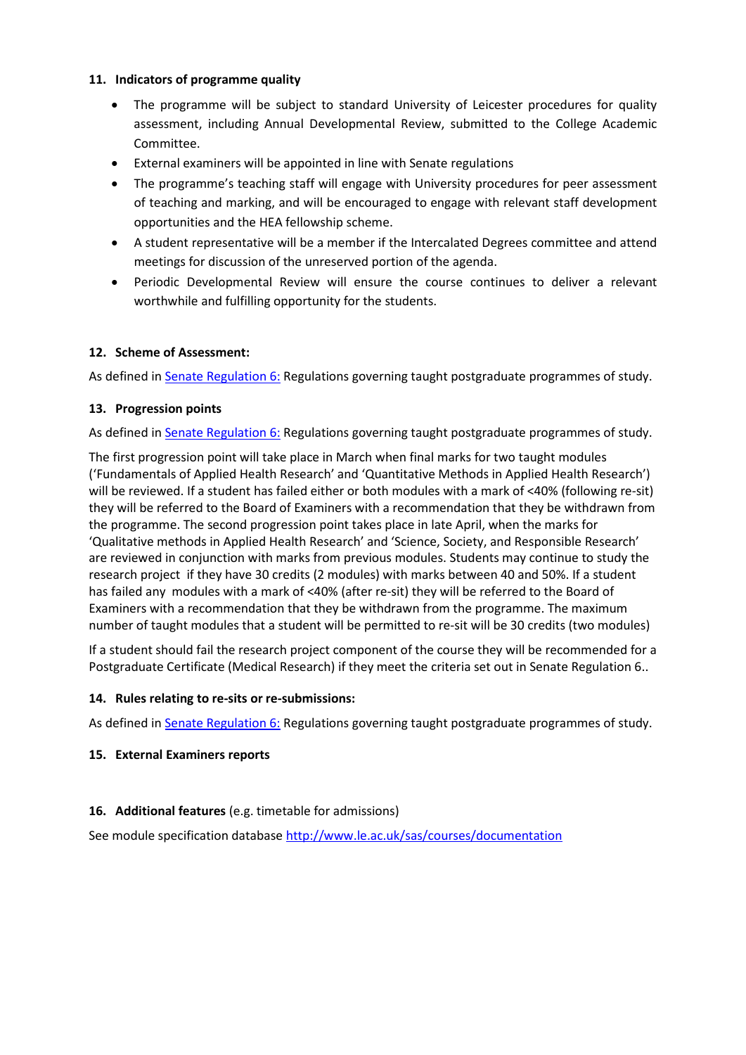**11. Indicators of programme quality**

- The programme will be subject to standard University of Leicester procedures for quality assessment, including Annual Developmental Review, submitted to the College Academic Committee.
- External examiners will be appointed in line with Senate regulations
- The programme's teaching staff will engage with University procedures for peer assessment of teaching and marking, and will be encouraged to engage with relevant staff development opportunities and the HEA fellowship scheme.
- A student representative will be a member if the Intercalated Degrees committee and attend meetings for discussion of the unreserved portion of the agenda.
- Periodic Developmental Review will ensure the course continues to deliver a relevant worthwhile and fulfilling opportunity for the students.

**12. Scheme of Assessment:**

As defined in Senate Regulation 6: Regulations governing taught postgraduate programmes of study.

**13. Progression points**

As defined in Senate Regulation 6: Regulations governing taught postgraduate programmes of study.

The first progression point will take place in March when final marks for two taught modules ('Fundamentals of Applied Health Research' and 'Quantitative Methods in Applied Health Research') will be reviewed. If a student has failed either or both modules with a mark of <40% (following re-sit) they will be referred to the Board of Examiners with a recommendation that they be withdrawn from the programme. The second progression point takes place in late April, when the marks for 'Qualitative methods in Applied Health Research' and 'Science, Society, and Responsible Research' are reviewed in conjunction with marks from previous modules. Students may continue to study the research project if they have 30 credits (2 modules) with marks between 40 and 50%. If a student has failed any modules with a mark of <40% (after re-sit) they will be referred to the Board of Examiners with a recommendation that they be withdrawn from the programme. The maximum number of taught modules that a student will be permitted to re-sit will be 30 credits (two modules)

If a student should fail the research project component of the course they will be recommended for a Postgraduate Certificate (Medical Research) if they meet the criteria set out in Senate Regulation 6..

**14. Rules relating to re-sits or re-submissions:**

As defined in Senate Regulation 6: Regulations governing taught postgraduate programmes of study.

**15. External Examiners reports**

**16. Additional features** (e.g. timetable for admissions)

See module specification database http://www.le.ac.uk/sas/courses/documentation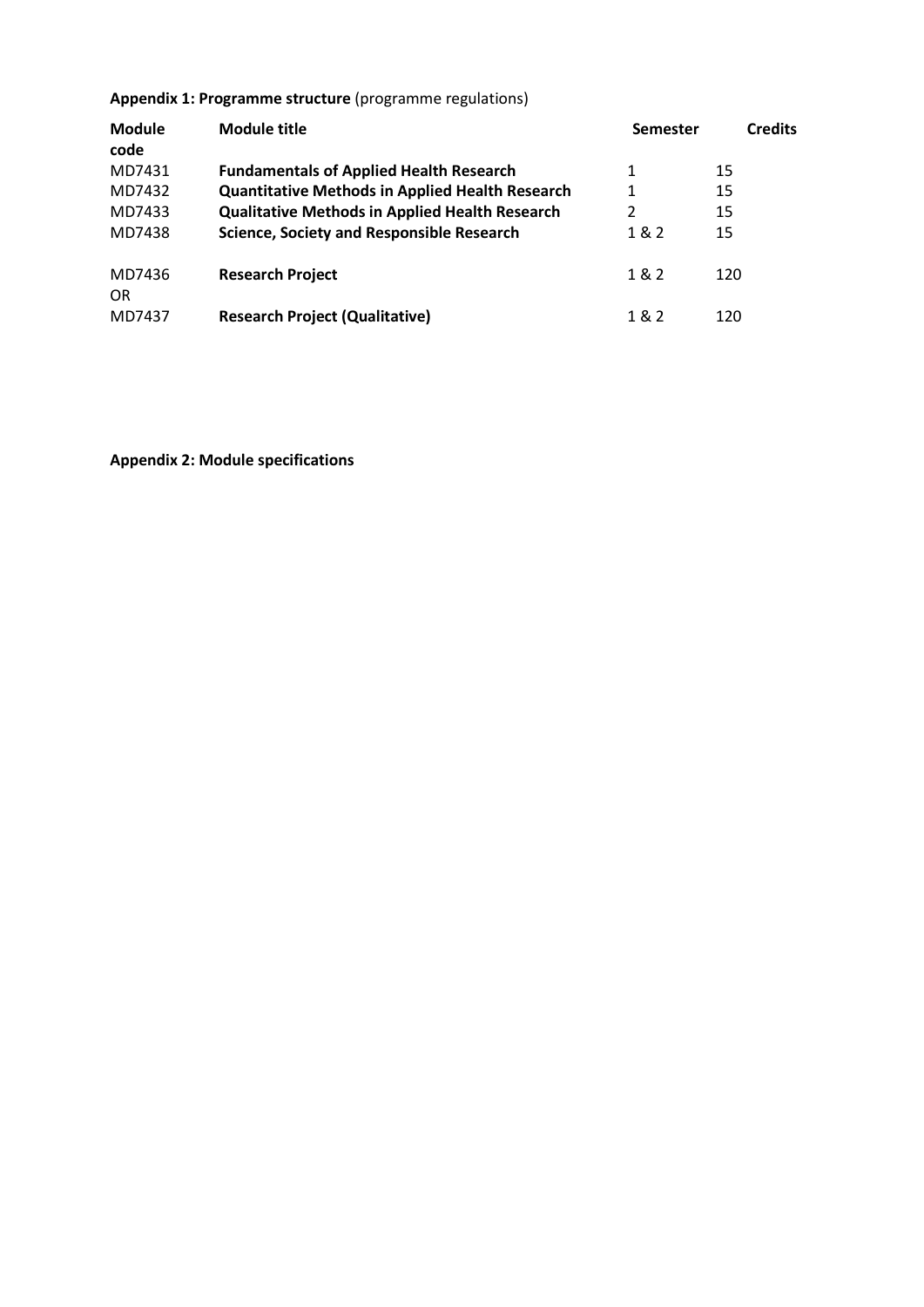**Appendix 1: Programme structure** (programme regulations)

| Module code | Module title | Semester | Credits |
|---|---|---|---|
| MD7431 | **Fundamentals of Applied Health Research** | 1 | 15 |
| MD7432 | **Quantitative Methods in Applied Health Research** | 1 | 15 |
| MD7433 | **Qualitative Methods in Applied Health Research** | 2 | 15 |
| MD7438 | **Science, Society and Responsible Research** | 1 & 2 | 15 |
| MD7436 | **Research Project** | 1 & 2 | 120 |
| OR | | | |
| MD7437 | **Research Project (Qualitative)** | 1 & 2 | 120 |

**Appendix 2: Module specifications**